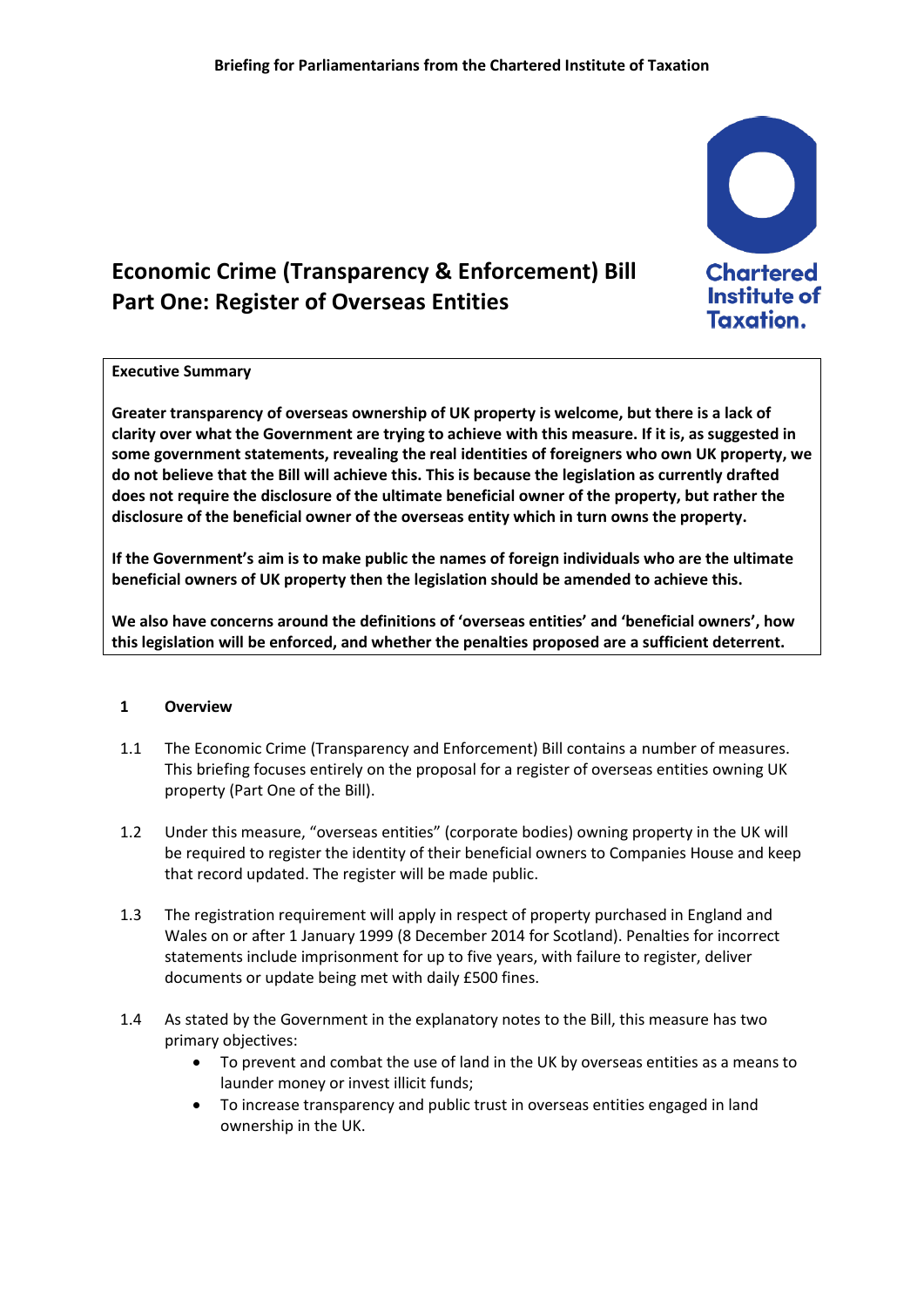Briefing for Parliamentarians from the Chartered Institute of Taxation

# Economic Crime (Transparency & Enforcement) Bill Part One: Register of Overseas Entities

**Executive Summary**

**Greater transparency of overseas ownership of UK property is welcome, but there is a lack of clarity over what the Government are trying to achieve with this measure. If it is, as suggested in some government statements, revealing the real identities of foreigners who own UK property, we do not believe that the Bill will achieve this. This is because the legislation as currently drafted does not require the disclosure of the ultimate beneficial owner of the property, but rather the disclosure of the beneficial owner of the overseas entity which in turn owns the property.**

**If the Government's aim is to make public the names of foreign individuals who are the ultimate beneficial owners of UK property then the legislation should be amended to achieve this.**

**We also have concerns around the definitions of 'overseas entities' and 'beneficial owners', how this legislation will be enforced, and whether the penalties proposed are a sufficient deterrent.**

## 1 Overview

1.1 The Economic Crime (Transparency and Enforcement) Bill contains a number of measures. This briefing focuses entirely on the proposal for a register of overseas entities owning UK property (Part One of the Bill).

1.2 Under this measure, "overseas entities" (corporate bodies) owning property in the UK will be required to register the identity of their beneficial owners to Companies House and keep that record updated. The register will be made public.

1.3 The registration requirement will apply in respect of property purchased in England and Wales on or after 1 January 1999 (8 December 2014 for Scotland). Penalties for incorrect statements include imprisonment for up to five years, with failure to register, deliver documents or update being met with daily £500 fines.

1.4 As stated by the Government in the explanatory notes to the Bill, this measure has two primary objectives:

- To prevent and combat the use of land in the UK by overseas entities as a means to launder money or invest illicit funds;
- To increase transparency and public trust in overseas entities engaged in land ownership in the UK.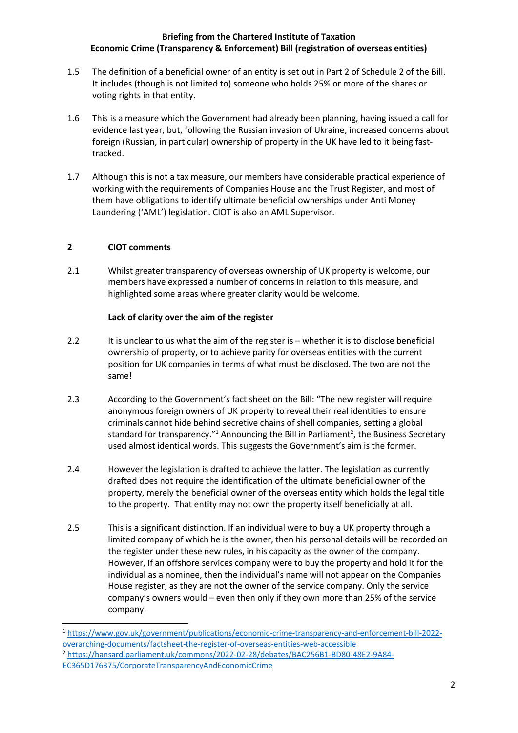1.5 The definition of a beneficial owner of an entity is set out in Part 2 of Schedule 2 of the Bill. It includes (though is not limited to) someone who holds 25% or more of the shares or voting rights in that entity.

1.6 This is a measure which the Government had already been planning, having issued a call for evidence last year, but, following the Russian invasion of Ukraine, increased concerns about foreign (Russian, in particular) ownership of property in the UK have led to it being fast-tracked.

1.7 Although this is not a tax measure, our members have considerable practical experience of working with the requirements of Companies House and the Trust Register, and most of them have obligations to identify ultimate beneficial ownerships under Anti Money Laundering ('AML') legislation. CIOT is also an AML Supervisor.

## 2 CIOT comments

2.1 Whilst greater transparency of overseas ownership of UK property is welcome, our members have expressed a number of concerns in relation to this measure, and highlighted some areas where greater clarity would be welcome.

**Lack of clarity over the aim of the register**

2.2 It is unclear to us what the aim of the register is – whether it is to disclose beneficial ownership of property, or to achieve parity for overseas entities with the current position for UK companies in terms of what must be disclosed. The two are not the same!

2.3 According to the Government's fact sheet on the Bill: "The new register will require anonymous foreign owners of UK property to reveal their real identities to ensure criminals cannot hide behind secretive chains of shell companies, setting a global standard for transparency."[1] Announcing the Bill in Parliament[2], the Business Secretary used almost identical words. This suggests the Government's aim is the former.

2.4 However the legislation is drafted to achieve the latter. The legislation as currently drafted does not require the identification of the ultimate beneficial owner of the property, merely the beneficial owner of the overseas entity which holds the legal title to the property. That entity may not own the property itself beneficially at all.

2.5 This is a significant distinction. If an individual were to buy a UK property through a limited company of which he is the owner, then his personal details will be recorded on the register under these new rules, in his capacity as the owner of the company. However, if an offshore services company were to buy the property and hold it for the individual as a nominee, then the individual's name will not appear on the Companies House register, as they are not the owner of the service company. Only the service company's owners would – even then only if they own more than 25% of the service company.

---

[1] https://www.gov.uk/government/publications/economic-crime-transparency-and-enforcement-bill-2022-overarching-documents/factsheet-the-register-of-overseas-entities-web-accessible

[2] https://hansard.parliament.uk/commons/2022-02-28/debates/BAC256B1-BD80-48E2-9A84-EC365D176375/CorporateTransparencyAndEconomicCrime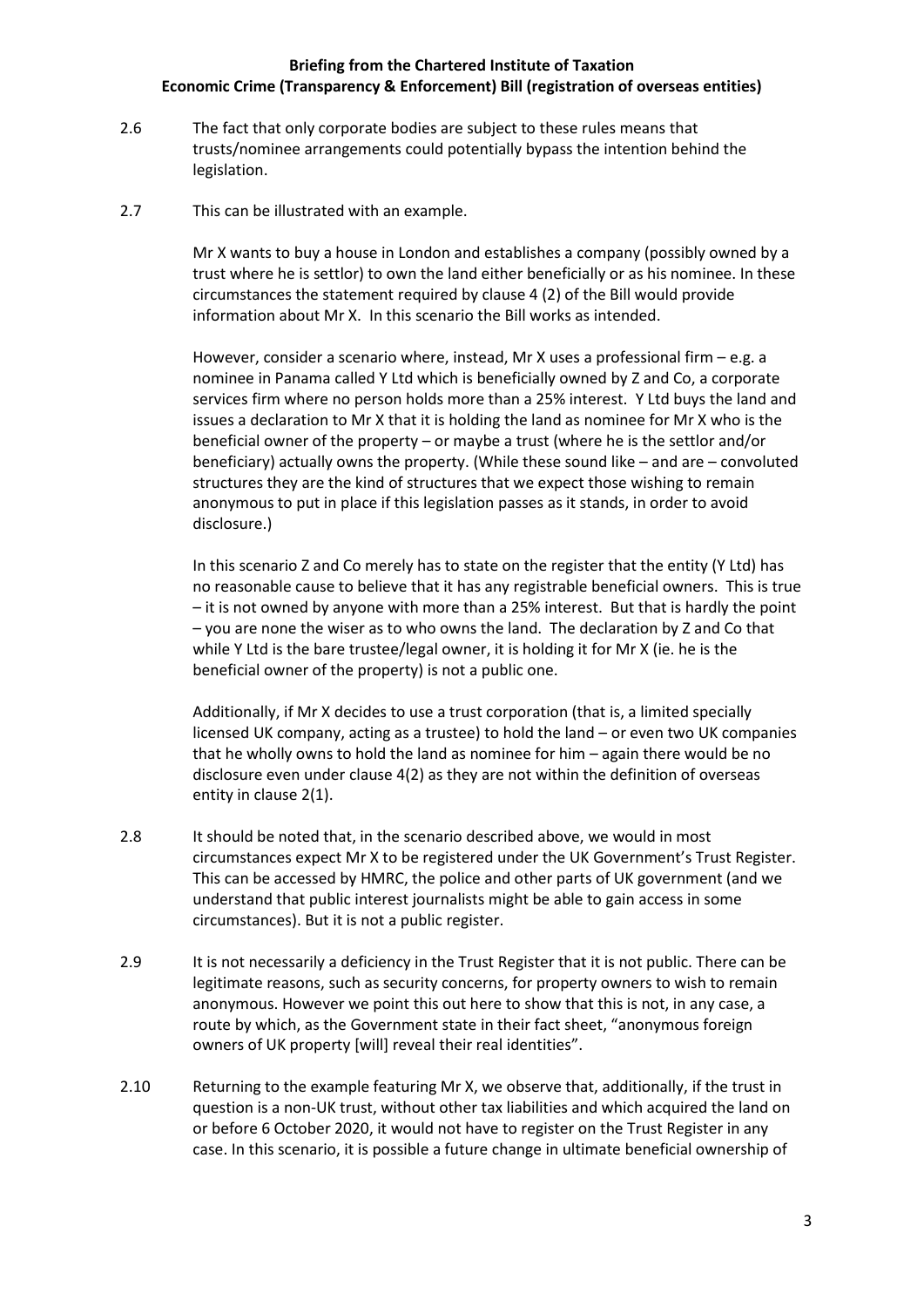2.6 The fact that only corporate bodies are subject to these rules means that trusts/nominee arrangements could potentially bypass the intention behind the legislation.

2.7 This can be illustrated with an example.

Mr X wants to buy a house in London and establishes a company (possibly owned by a trust where he is settlor) to own the land either beneficially or as his nominee. In these circumstances the statement required by clause 4 (2) of the Bill would provide information about Mr X. In this scenario the Bill works as intended.

However, consider a scenario where, instead, Mr X uses a professional firm – e.g. a nominee in Panama called Y Ltd which is beneficially owned by Z and Co, a corporate services firm where no person holds more than a 25% interest. Y Ltd buys the land and issues a declaration to Mr X that it is holding the land as nominee for Mr X who is the beneficial owner of the property – or maybe a trust (where he is the settlor and/or beneficiary) actually owns the property. (While these sound like – and are – convoluted structures they are the kind of structures that we expect those wishing to remain anonymous to put in place if this legislation passes as it stands, in order to avoid disclosure.)

In this scenario Z and Co merely has to state on the register that the entity (Y Ltd) has no reasonable cause to believe that it has any registrable beneficial owners. This is true – it is not owned by anyone with more than a 25% interest. But that is hardly the point – you are none the wiser as to who owns the land. The declaration by Z and Co that while Y Ltd is the bare trustee/legal owner, it is holding it for Mr X (ie. he is the beneficial owner of the property) is not a public one.

Additionally, if Mr X decides to use a trust corporation (that is, a limited specially licensed UK company, acting as a trustee) to hold the land – or even two UK companies that he wholly owns to hold the land as nominee for him – again there would be no disclosure even under clause 4(2) as they are not within the definition of overseas entity in clause 2(1).

2.8 It should be noted that, in the scenario described above, we would in most circumstances expect Mr X to be registered under the UK Government's Trust Register. This can be accessed by HMRC, the police and other parts of UK government (and we understand that public interest journalists might be able to gain access in some circumstances). But it is not a public register.

2.9 It is not necessarily a deficiency in the Trust Register that it is not public. There can be legitimate reasons, such as security concerns, for property owners to wish to remain anonymous. However we point this out here to show that this is not, in any case, a route by which, as the Government state in their fact sheet, "anonymous foreign owners of UK property [will] reveal their real identities".

2.10 Returning to the example featuring Mr X, we observe that, additionally, if the trust in question is a non-UK trust, without other tax liabilities and which acquired the land on or before 6 October 2020, it would not have to register on the Trust Register in any case. In this scenario, it is possible a future change in ultimate beneficial ownership of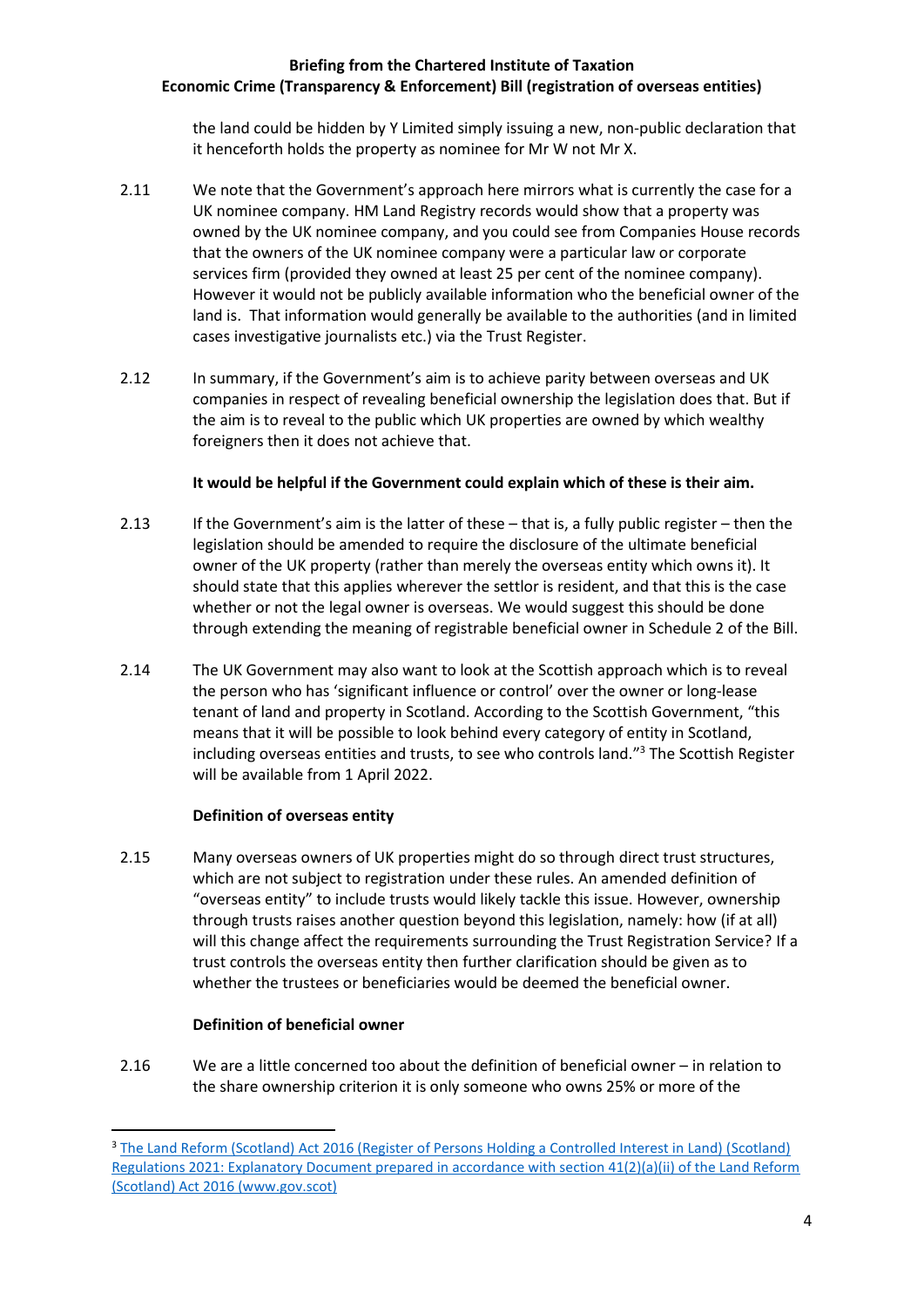the land could be hidden by Y Limited simply issuing a new, non-public declaration that it henceforth holds the property as nominee for Mr W not Mr X.

2.11 We note that the Government's approach here mirrors what is currently the case for a UK nominee company. HM Land Registry records would show that a property was owned by the UK nominee company, and you could see from Companies House records that the owners of the UK nominee company were a particular law or corporate services firm (provided they owned at least 25 per cent of the nominee company). However it would not be publicly available information who the beneficial owner of the land is. That information would generally be available to the authorities (and in limited cases investigative journalists etc.) via the Trust Register.

2.12 In summary, if the Government's aim is to achieve parity between overseas and UK companies in respect of revealing beneficial ownership the legislation does that. But if the aim is to reveal to the public which UK properties are owned by which wealthy foreigners then it does not achieve that.

**It would be helpful if the Government could explain which of these is their aim.**

2.13 If the Government's aim is the latter of these – that is, a fully public register – then the legislation should be amended to require the disclosure of the ultimate beneficial owner of the UK property (rather than merely the overseas entity which owns it). It should state that this applies wherever the settlor is resident, and that this is the case whether or not the legal owner is overseas. We would suggest this should be done through extending the meaning of registrable beneficial owner in Schedule 2 of the Bill.

2.14 The UK Government may also want to look at the Scottish approach which is to reveal the person who has 'significant influence or control' over the owner or long-lease tenant of land and property in Scotland. According to the Scottish Government, "this means that it will be possible to look behind every category of entity in Scotland, including overseas entities and trusts, to see who controls land."[3] The Scottish Register will be available from 1 April 2022.

**Definition of overseas entity**

2.15 Many overseas owners of UK properties might do so through direct trust structures, which are not subject to registration under these rules. An amended definition of "overseas entity" to include trusts would likely tackle this issue. However, ownership through trusts raises another question beyond this legislation, namely: how (if at all) will this change affect the requirements surrounding the Trust Registration Service? If a trust controls the overseas entity then further clarification should be given as to whether the trustees or beneficiaries would be deemed the beneficial owner.

**Definition of beneficial owner**

2.16 We are a little concerned too about the definition of beneficial owner – in relation to the share ownership criterion it is only someone who owns 25% or more of the

[3] The Land Reform (Scotland) Act 2016 (Register of Persons Holding a Controlled Interest in Land) (Scotland) Regulations 2021: Explanatory Document prepared in accordance with section 41(2)(a)(ii) of the Land Reform (Scotland) Act 2016 (www.gov.scot)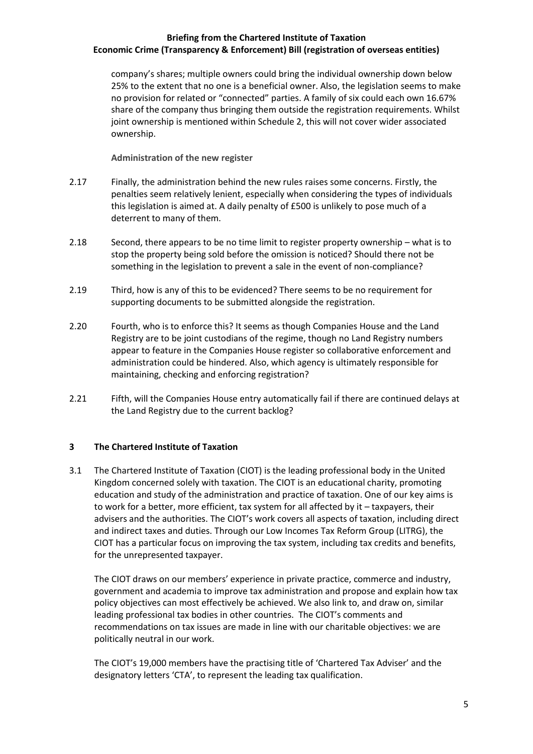company's shares; multiple owners could bring the individual ownership down below 25% to the extent that no one is a beneficial owner. Also, the legislation seems to make no provision for related or "connected" parties. A family of six could each own 16.67% share of the company thus bringing them outside the registration requirements. Whilst joint ownership is mentioned within Schedule 2, this will not cover wider associated ownership.

**Administration of the new register**

2.17 Finally, the administration behind the new rules raises some concerns. Firstly, the penalties seem relatively lenient, especially when considering the types of individuals this legislation is aimed at. A daily penalty of £500 is unlikely to pose much of a deterrent to many of them.

2.18 Second, there appears to be no time limit to register property ownership – what is to stop the property being sold before the omission is noticed? Should there not be something in the legislation to prevent a sale in the event of non-compliance?

2.19 Third, how is any of this to be evidenced? There seems to be no requirement for supporting documents to be submitted alongside the registration.

2.20 Fourth, who is to enforce this? It seems as though Companies House and the Land Registry are to be joint custodians of the regime, though no Land Registry numbers appear to feature in the Companies House register so collaborative enforcement and administration could be hindered. Also, which agency is ultimately responsible for maintaining, checking and enforcing registration?

2.21 Fifth, will the Companies House entry automatically fail if there are continued delays at the Land Registry due to the current backlog?

## 3 The Chartered Institute of Taxation

3.1 The Chartered Institute of Taxation (CIOT) is the leading professional body in the United Kingdom concerned solely with taxation. The CIOT is an educational charity, promoting education and study of the administration and practice of taxation. One of our key aims is to work for a better, more efficient, tax system for all affected by it – taxpayers, their advisers and the authorities. The CIOT's work covers all aspects of taxation, including direct and indirect taxes and duties. Through our Low Incomes Tax Reform Group (LITRG), the CIOT has a particular focus on improving the tax system, including tax credits and benefits, for the unrepresented taxpayer.

The CIOT draws on our members' experience in private practice, commerce and industry, government and academia to improve tax administration and propose and explain how tax policy objectives can most effectively be achieved. We also link to, and draw on, similar leading professional tax bodies in other countries. The CIOT's comments and recommendations on tax issues are made in line with our charitable objectives: we are politically neutral in our work.

The CIOT's 19,000 members have the practising title of 'Chartered Tax Adviser' and the designatory letters 'CTA', to represent the leading tax qualification.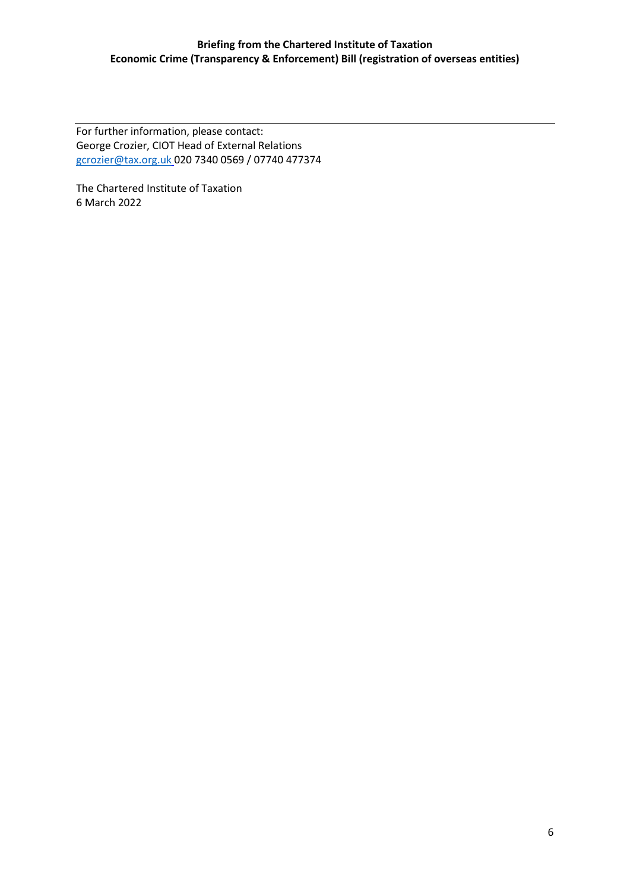For further information, please contact:
George Crozier, CIOT Head of External Relations
gcrozier@tax.org.uk 020 7340 0569 / 07740 477374

The Chartered Institute of Taxation
6 March 2022